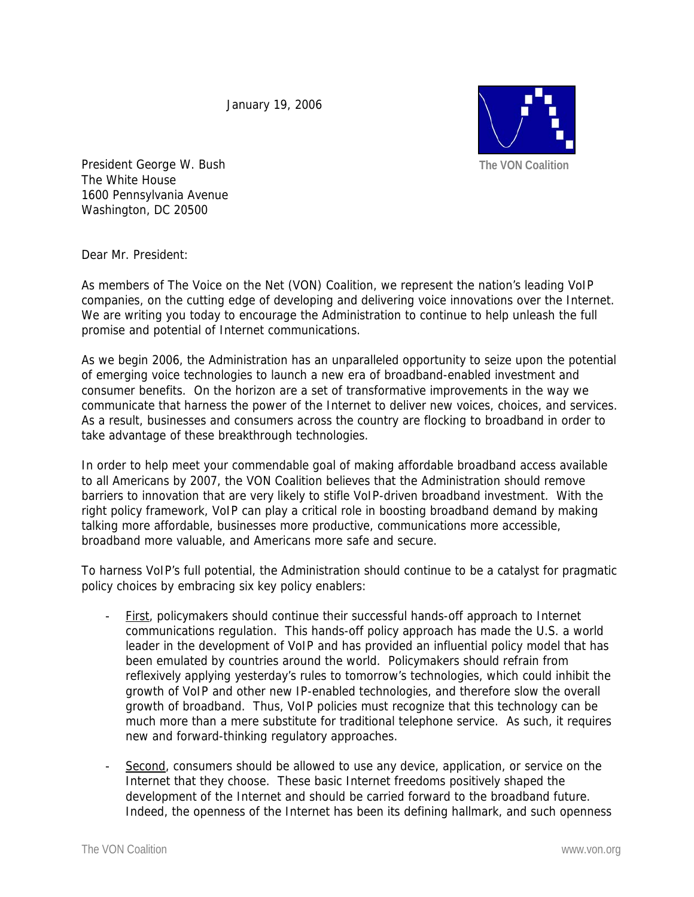January 19, 2006

The VON Coalition

President George W. Bush
The White House
1600 Pennsylvania Avenue
Washington, DC 20500

Dear Mr. President:

As members of The Voice on the Net (VON) Coalition, we represent the nation's leading VoIP companies, on the cutting edge of developing and delivering voice innovations over the Internet. We are writing you today to encourage the Administration to continue to help unleash the full promise and potential of Internet communications.

As we begin 2006, the Administration has an unparalleled opportunity to seize upon the potential of emerging voice technologies to launch a new era of broadband-enabled investment and consumer benefits. On the horizon are a set of transformative improvements in the way we communicate that harness the power of the Internet to deliver new voices, choices, and services. As a result, businesses and consumers across the country are flocking to broadband in order to take advantage of these breakthrough technologies.

In order to help meet your commendable goal of making affordable broadband access available to all Americans by 2007, the VON Coalition believes that the Administration should remove barriers to innovation that are very likely to stifle VoIP-driven broadband investment. With the right policy framework, VoIP can play a critical role in boosting broadband demand by making talking more affordable, businesses more productive, communications more accessible, broadband more valuable, and Americans more safe and secure.

To harness VoIP's full potential, the Administration should continue to be a catalyst for pragmatic policy choices by embracing six key policy enablers:

- First, policymakers should continue their successful hands-off approach to Internet communications regulation. This hands-off policy approach has made the U.S. a world leader in the development of VoIP and has provided an influential policy model that has been emulated by countries around the world. Policymakers should refrain from reflexively applying yesterday's rules to tomorrow's technologies, which could inhibit the growth of VoIP and other new IP-enabled technologies, and therefore slow the overall growth of broadband. Thus, VoIP policies must recognize that this technology can be much more than a mere substitute for traditional telephone service. As such, it requires new and forward-thinking regulatory approaches.

- Second, consumers should be allowed to use any device, application, or service on the Internet that they choose. These basic Internet freedoms positively shaped the development of the Internet and should be carried forward to the broadband future. Indeed, the openness of the Internet has been its defining hallmark, and such openness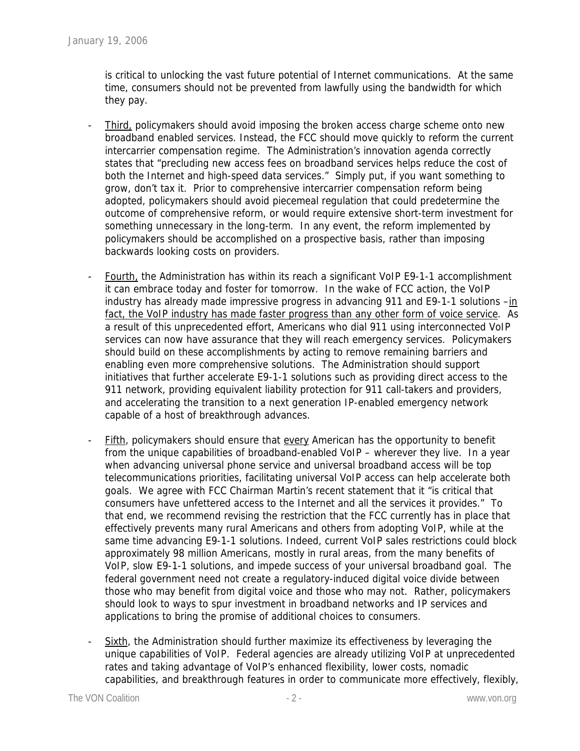is critical to unlocking the vast future potential of Internet communications. At the same time, consumers should not be prevented from lawfully using the bandwidth for which they pay.

- <u>Third,</u> policymakers should avoid imposing the broken access charge scheme onto new broadband enabled services. Instead, the FCC should move quickly to reform the current intercarrier compensation regime. The Administration's innovation agenda correctly states that "precluding new access fees on broadband services helps reduce the cost of both the Internet and high-speed data services." Simply put, if you want something to grow, don't tax it. Prior to comprehensive intercarrier compensation reform being adopted, policymakers should avoid piecemeal regulation that could predetermine the outcome of comprehensive reform, or would require extensive short-term investment for something unnecessary in the long-term. In any event, the reform implemented by policymakers should be accomplished on a prospective basis, rather than imposing backwards looking costs on providers.

- <u>Fourth,</u> the Administration has within its reach a significant VoIP E9-1-1 accomplishment it can embrace today and foster for tomorrow. In the wake of FCC action, the VoIP industry has already made impressive progress in advancing 911 and E9-1-1 solutions –<u>in fact, the VoIP industry has made faster progress than any other form of voice service</u>. As a result of this unprecedented effort, Americans who dial 911 using interconnected VoIP services can now have assurance that they will reach emergency services. Policymakers should build on these accomplishments by acting to remove remaining barriers and enabling even more comprehensive solutions. The Administration should support initiatives that further accelerate E9-1-1 solutions such as providing direct access to the 911 network, providing equivalent liability protection for 911 call-takers and providers, and accelerating the transition to a next generation IP-enabled emergency network capable of a host of breakthrough advances.

- <u>Fifth</u>, policymakers should ensure that <u>every</u> American has the opportunity to benefit from the unique capabilities of broadband-enabled VoIP – wherever they live. In a year when advancing universal phone service and universal broadband access will be top telecommunications priorities, facilitating universal VoIP access can help accelerate both goals. We agree with FCC Chairman Martin's recent statement that it "is critical that consumers have unfettered access to the Internet and all the services it provides." To that end, we recommend revising the restriction that the FCC currently has in place that effectively prevents many rural Americans and others from adopting VoIP, while at the same time advancing E9-1-1 solutions. Indeed, current VoIP sales restrictions could block approximately 98 million Americans, mostly in rural areas, from the many benefits of VoIP, slow E9-1-1 solutions, and impede success of your universal broadband goal. The federal government need not create a regulatory-induced digital voice divide between those who may benefit from digital voice and those who may not. Rather, policymakers should look to ways to spur investment in broadband networks and IP services and applications to bring the promise of additional choices to consumers.

- <u>Sixth</u>, the Administration should further maximize its effectiveness by leveraging the unique capabilities of VoIP. Federal agencies are already utilizing VoIP at unprecedented rates and taking advantage of VoIP's enhanced flexibility, lower costs, nomadic capabilities, and breakthrough features in order to communicate more effectively, flexibly,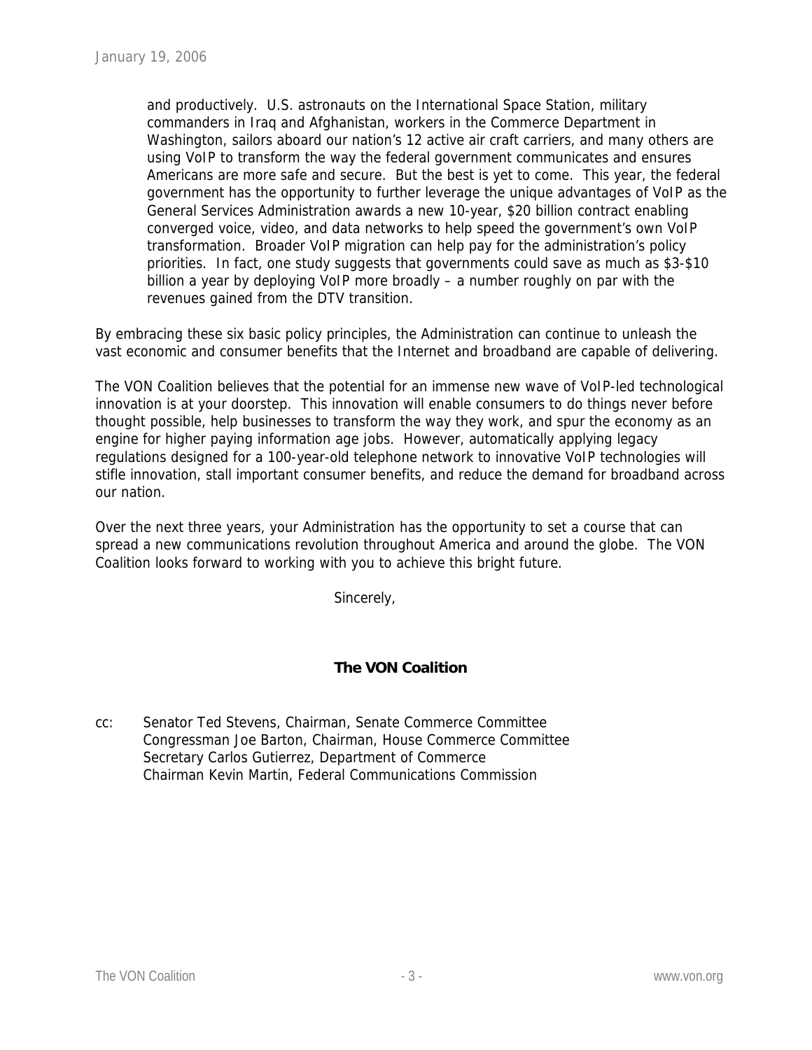and productively. U.S. astronauts on the International Space Station, military commanders in Iraq and Afghanistan, workers in the Commerce Department in Washington, sailors aboard our nation's 12 active air craft carriers, and many others are using VoIP to transform the way the federal government communicates and ensures Americans are more safe and secure. But the best is yet to come. This year, the federal government has the opportunity to further leverage the unique advantages of VoIP as the General Services Administration awards a new 10-year, $20 billion contract enabling converged voice, video, and data networks to help speed the government's own VoIP transformation. Broader VoIP migration can help pay for the administration's policy priorities. In fact, one study suggests that governments could save as much as $3-$10 billion a year by deploying VoIP more broadly – a number roughly on par with the revenues gained from the DTV transition.

By embracing these six basic policy principles, the Administration can continue to unleash the vast economic and consumer benefits that the Internet and broadband are capable of delivering.

The VON Coalition believes that the potential for an immense new wave of VoIP-led technological innovation is at your doorstep. This innovation will enable consumers to do things never before thought possible, help businesses to transform the way they work, and spur the economy as an engine for higher paying information age jobs. However, automatically applying legacy regulations designed for a 100-year-old telephone network to innovative VoIP technologies will stifle innovation, stall important consumer benefits, and reduce the demand for broadband across our nation.

Over the next three years, your Administration has the opportunity to set a course that can spread a new communications revolution throughout America and around the globe. The VON Coalition looks forward to working with you to achieve this bright future.

Sincerely,

**The VON Coalition**

cc: Senator Ted Stevens, Chairman, Senate Commerce Committee
Congressman Joe Barton, Chairman, House Commerce Committee
Secretary Carlos Gutierrez, Department of Commerce
Chairman Kevin Martin, Federal Communications Commission